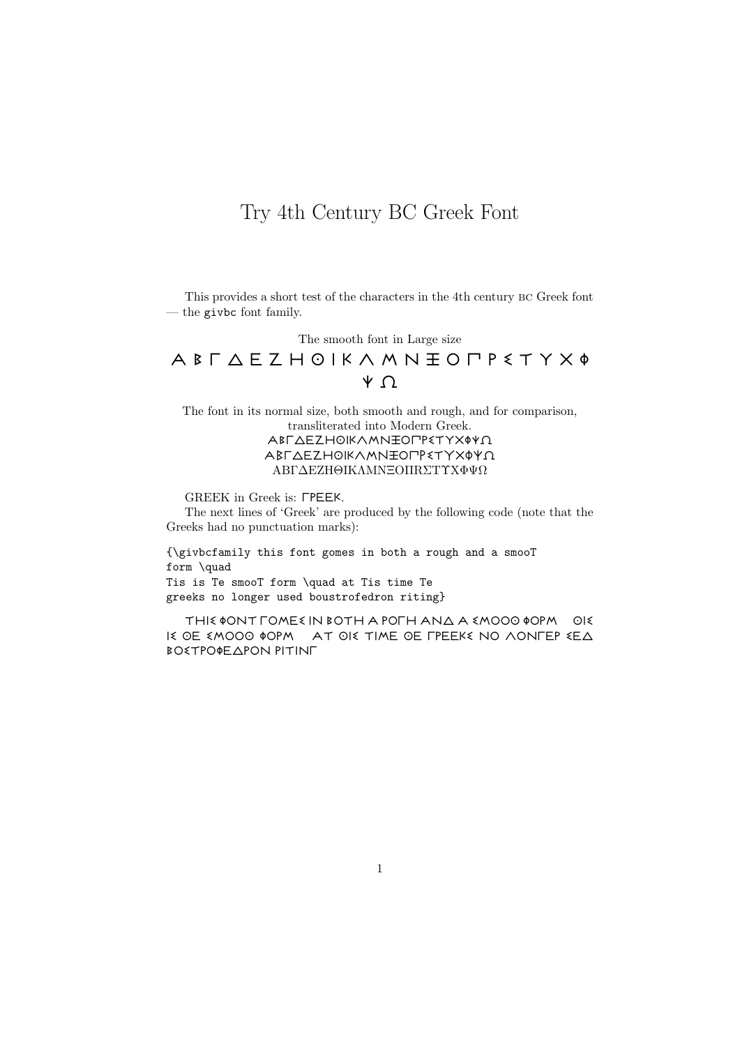# Try 4th Century BC Greek Font

This provides a short test of the characters in the 4th century BC Greek font — the `givbc` font family.

The smooth font in Large size

Α Β Γ Δ Ε Ζ Η Θ Ι Κ Λ Μ Ν Ξ Ο Π Ρ Σ Τ Υ Χ Φ Ψ Ω

The font in its normal size, both smooth and rough, and for comparison, transliterated into Modern Greek.

ΑΒΓΔΕΖΗΘΙΚΛΜΝΞΟΠΡΣΤΥΧΦΨΩ
ΑΒΓΔΕΖΗΘΙΚΛΜΝΞΟΠΡΣΤΥΧΦΨΩ
ΑΒΓΔΕΖΗΘΙΚΛΜΝΞΟΠΡΣΤΥΧΦΨΩ

GREEK in Greek is: ΓΡΕΕΚ.

The next lines of 'Greek' are produced by the following code (note that the Greeks had no punctuation marks):

```
{\givbcfamily this font gomes in both a rough and a smooT
form \quad
Tis is Te smooT form \quad at Tis time Te
greeks no longer used boustrofedron riting}
```

ΤΗΙΣ ΦΟΝΤ ΓΟΜΕΣ ΙΝ ΒΟΤΗ Α ΡΟΓΗ ΑΝΔ Α ΣΜΟΟΘ ΦΟΡΜ ΘΙΣ ΙΣ ΘΕ ΣΜΟΟΘ ΦΟΡΜ ΑΤ ΘΙΣ ΤΙΜΕ ΘΕ ΓΡΕΕΚΣ ΝΟ ΛΟΝΓΕΡ ΣΕΔ ΒΟΣΤΡΟΦΕΔΡΟΝ ΡΙΤΙΝΓ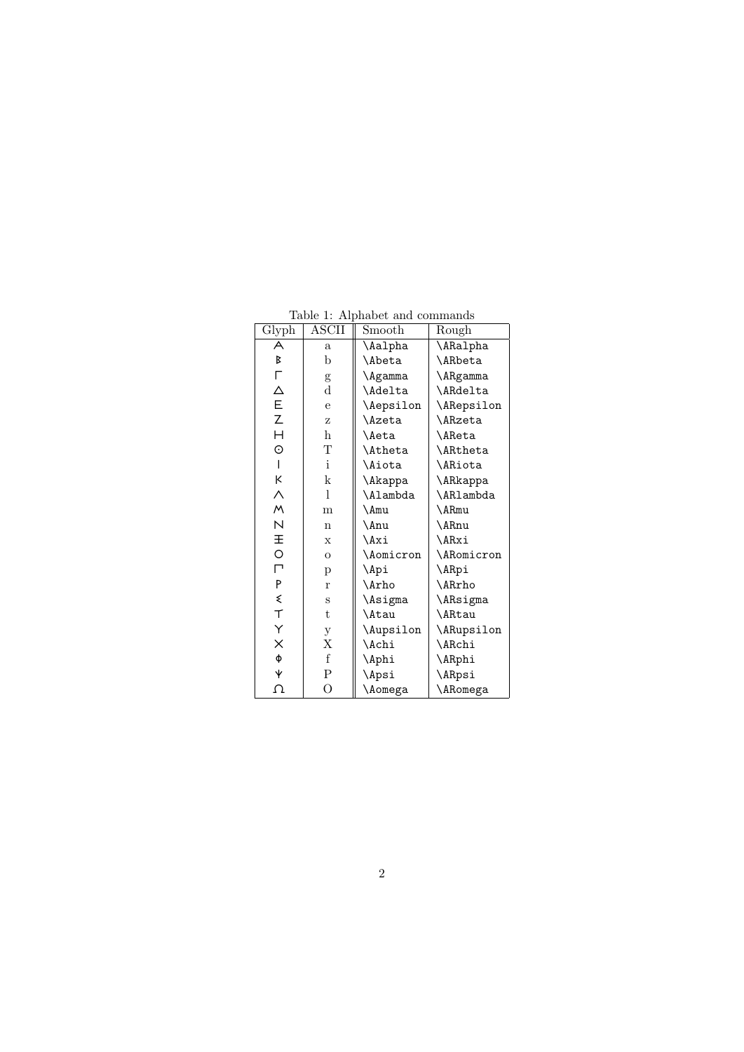Table 1: Alphabet and commands

| Glyph | ASCII | Smooth | Rough |
|---|---|---|---|
| Α | a | \Aalpha | \ARalpha |
| Β | b | \Abeta | \ARbeta |
| Γ | g | \Agamma | \ARgamma |
| Δ | d | \Adelta | \ARdelta |
| Ε | e | \Aepsilon | \ARepsilon |
| Ζ | z | \Azeta | \ARzeta |
| Η | h | \Aeta | \AReta |
| Θ | T | \Atheta | \ARtheta |
| Ι | i | \Aiota | \ARiota |
| Κ | k | \Akappa | \ARkappa |
| Λ | l | \Alambda | \ARlambda |
| Μ | m | \Amu | \ARmu |
| Ν | n | \Anu | \ARnu |
| Ξ | x | \Axi | \ARxi |
| Ο | o | \Aomicron | \ARomicron |
| Π | p | \Api | \ARpi |
| Ρ | r | \Arho | \ARrho |
| Σ | s | \Asigma | \ARsigma |
| Τ | t | \Atau | \ARtau |
| Υ | y | \Aupsilon | \ARupsilon |
| Χ | X | \Achi | \ARchi |
| Φ | f | \Aphi | \ARphi |
| Ψ | P | \Apsi | \ARpsi |
| Ω | O | \Aomega | \ARomega |